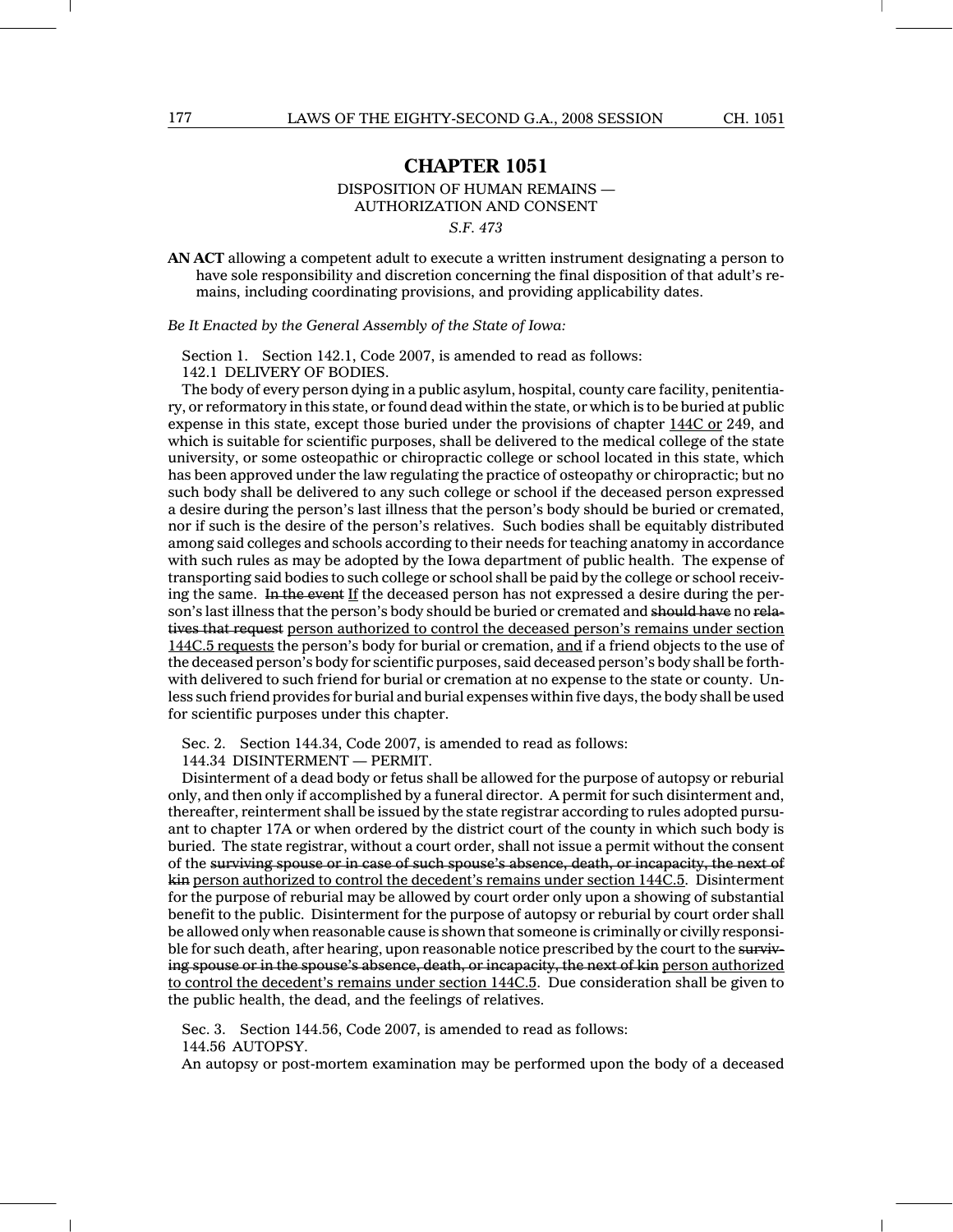# CHAPTER 1051

DISPOSITION OF HUMAN REMAINS —
AUTHORIZATION AND CONSENT

*S.F. 473*

**AN ACT** allowing a competent adult to execute a written instrument designating a person to have sole responsibility and discretion concerning the final disposition of that adult's remains, including coordinating provisions, and providing applicability dates.

*Be It Enacted by the General Assembly of the State of Iowa:*

Section 1. Section 142.1, Code 2007, is amended to read as follows:

142.1 DELIVERY OF BODIES.

The body of every person dying in a public asylum, hospital, county care facility, penitentiary, or reformatory in this state, or found dead within the state, or which is to be buried at public expense in this state, except those buried under the provisions of chapter <u>144C or</u> 249, and which is suitable for scientific purposes, shall be delivered to the medical college of the state university, or some osteopathic or chiropractic college or school located in this state, which has been approved under the law regulating the practice of osteopathy or chiropractic; but no such body shall be delivered to any such college or school if the deceased person expressed a desire during the person's last illness that the person's body should be buried or cremated, nor if such is the desire of the person's relatives. Such bodies shall be equitably distributed among said colleges and schools according to their needs for teaching anatomy in accordance with such rules as may be adopted by the Iowa department of public health. The expense of transporting said bodies to such college or school shall be paid by the college or school receiving the same. ~~In the event~~ <u>If</u> the deceased person has not expressed a desire during the person's last illness that the person's body should be buried or cremated and ~~should have~~ no ~~relatives that request~~ <u>person authorized to control the deceased person's remains under section 144C.5 requests</u> the person's body for burial or cremation, <u>and</u> if a friend objects to the use of the deceased person's body for scientific purposes, said deceased person's body shall be forthwith delivered to such friend for burial or cremation at no expense to the state or county. Unless such friend provides for burial and burial expenses within five days, the body shall be used for scientific purposes under this chapter.

Sec. 2. Section 144.34, Code 2007, is amended to read as follows:

144.34 DISINTERMENT — PERMIT.

Disinterment of a dead body or fetus shall be allowed for the purpose of autopsy or reburial only, and then only if accomplished by a funeral director. A permit for such disinterment and, thereafter, reinterment shall be issued by the state registrar according to rules adopted pursuant to chapter 17A or when ordered by the district court of the county in which such body is buried. The state registrar, without a court order, shall not issue a permit without the consent of the ~~surviving spouse or in case of such spouse's absence, death, or incapacity, the next of kin~~ <u>person authorized to control the decedent's remains under section 144C.5</u>. Disinterment for the purpose of reburial may be allowed by court order only upon a showing of substantial benefit to the public. Disinterment for the purpose of autopsy or reburial by court order shall be allowed only when reasonable cause is shown that someone is criminally or civilly responsible for such death, after hearing, upon reasonable notice prescribed by the court to the ~~surviving spouse or in the spouse's absence, death, or incapacity, the next of kin~~ <u>person authorized to control the decedent's remains under section 144C.5</u>. Due consideration shall be given to the public health, the dead, and the feelings of relatives.

Sec. 3. Section 144.56, Code 2007, is amended to read as follows:

144.56 AUTOPSY.

An autopsy or post-mortem examination may be performed upon the body of a deceased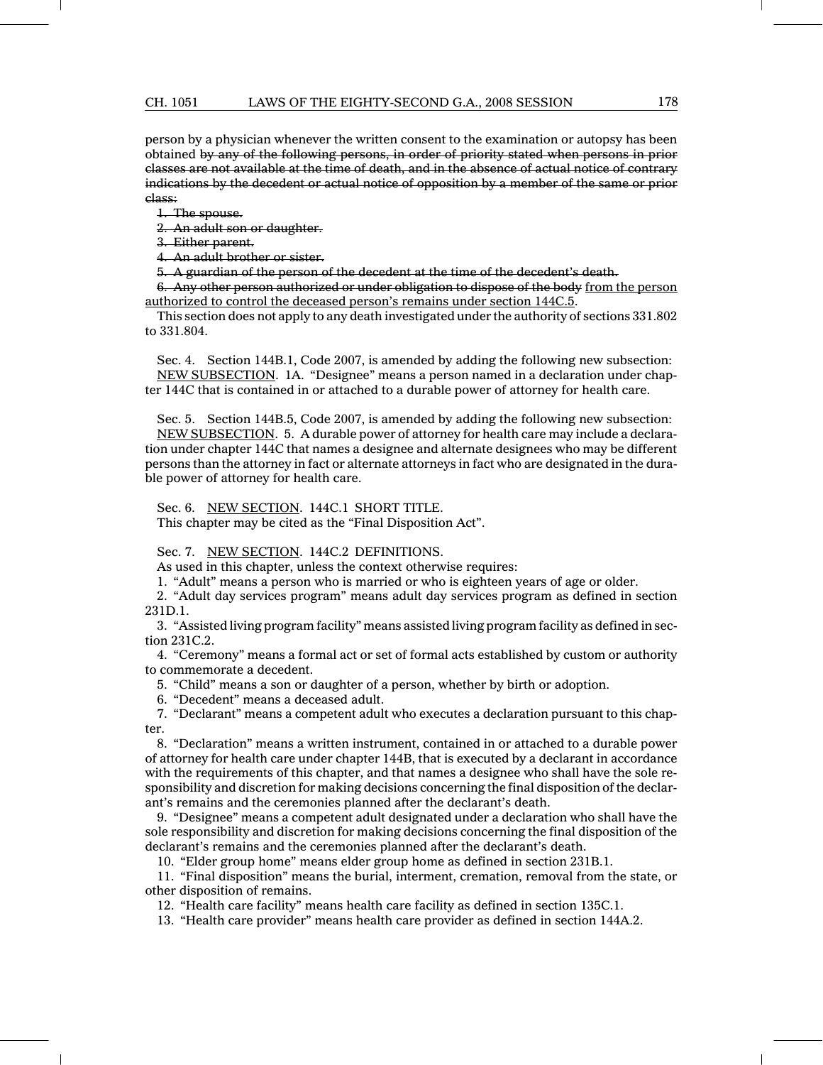person by a physician whenever the written consent to the examination or autopsy has been obtained ~~by any of the following persons, in order of priority stated when persons in prior classes are not available at the time of death, and in the absence of actual notice of contrary indications by the decedent or actual notice of opposition by a member of the same or prior class:~~

~~1. The spouse.~~

~~2. An adult son or daughter.~~

~~3. Either parent.~~

~~4. An adult brother or sister.~~

~~5. A guardian of the person of the decedent at the time of the decedent's death.~~

~~6. Any other person authorized or under obligation to dispose of the body~~ <u>from the person authorized to control the deceased person's remains under section 144C.5</u>.

This section does not apply to any death investigated under the authority of sections 331.802 to 331.804.

Sec. 4. Section 144B.1, Code 2007, is amended by adding the following new subsection:

<u>NEW SUBSECTION</u>. 1A. "Designee" means a person named in a declaration under chapter 144C that is contained in or attached to a durable power of attorney for health care.

Sec. 5. Section 144B.5, Code 2007, is amended by adding the following new subsection:

<u>NEW SUBSECTION</u>. 5. A durable power of attorney for health care may include a declaration under chapter 144C that names a designee and alternate designees who may be different persons than the attorney in fact or alternate attorneys in fact who are designated in the durable power of attorney for health care.

Sec. 6. <u>NEW SECTION</u>. 144C.1 SHORT TITLE.

This chapter may be cited as the "Final Disposition Act".

Sec. 7. <u>NEW SECTION</u>. 144C.2 DEFINITIONS.

As used in this chapter, unless the context otherwise requires:

1. "Adult" means a person who is married or who is eighteen years of age or older.

2. "Adult day services program" means adult day services program as defined in section 231D.1.

3. "Assisted living program facility" means assisted living program facility as defined in section 231C.2.

4. "Ceremony" means a formal act or set of formal acts established by custom or authority to commemorate a decedent.

5. "Child" means a son or daughter of a person, whether by birth or adoption.

6. "Decedent" means a deceased adult.

7. "Declarant" means a competent adult who executes a declaration pursuant to this chapter.

8. "Declaration" means a written instrument, contained in or attached to a durable power of attorney for health care under chapter 144B, that is executed by a declarant in accordance with the requirements of this chapter, and that names a designee who shall have the sole responsibility and discretion for making decisions concerning the final disposition of the declarant's remains and the ceremonies planned after the declarant's death.

9. "Designee" means a competent adult designated under a declaration who shall have the sole responsibility and discretion for making decisions concerning the final disposition of the declarant's remains and the ceremonies planned after the declarant's death.

10. "Elder group home" means elder group home as defined in section 231B.1.

11. "Final disposition" means the burial, interment, cremation, removal from the state, or other disposition of remains.

12. "Health care facility" means health care facility as defined in section 135C.1.

13. "Health care provider" means health care provider as defined in section 144A.2.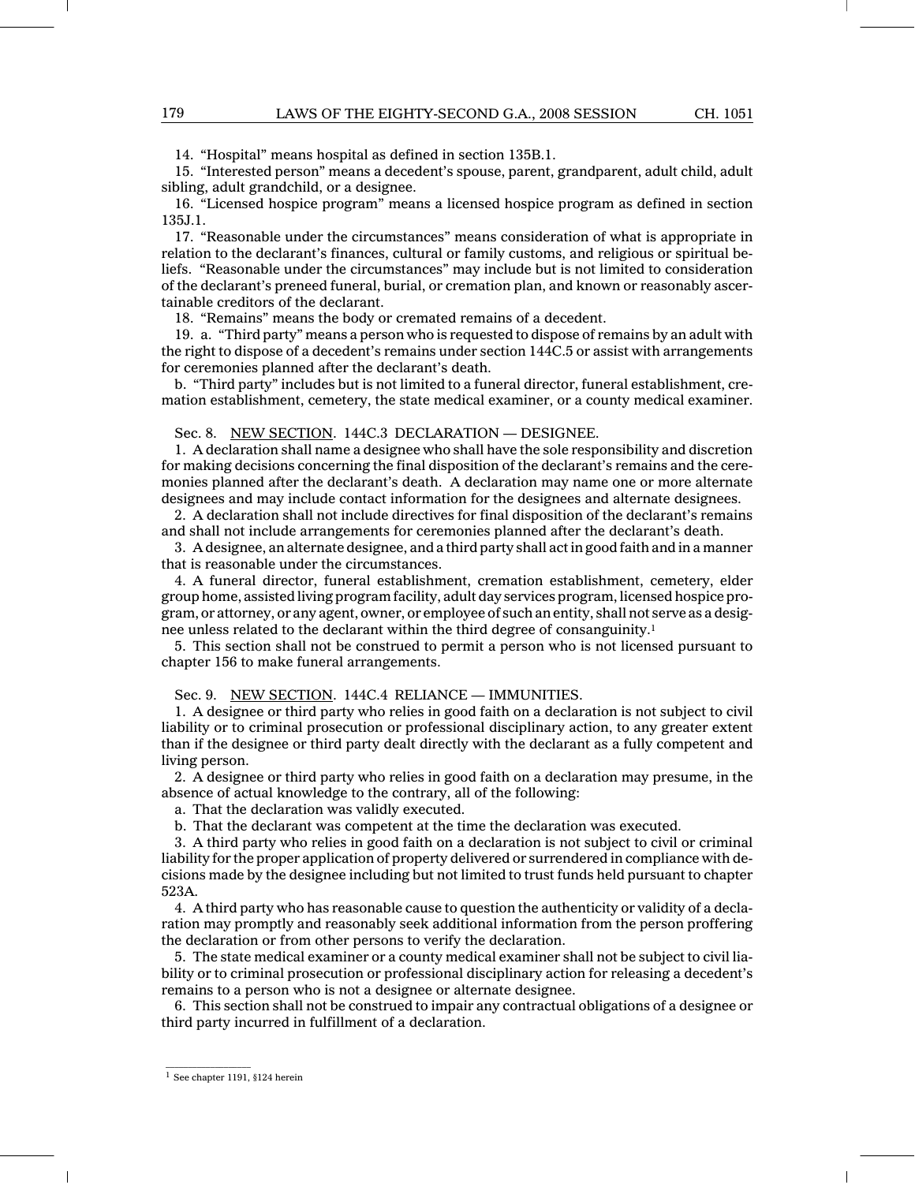14. "Hospital" means hospital as defined in section 135B.1.

15. "Interested person" means a decedent's spouse, parent, grandparent, adult child, adult sibling, adult grandchild, or a designee.

16. "Licensed hospice program" means a licensed hospice program as defined in section 135J.1.

17. "Reasonable under the circumstances" means consideration of what is appropriate in relation to the declarant's finances, cultural or family customs, and religious or spiritual beliefs. "Reasonable under the circumstances" may include but is not limited to consideration of the declarant's preneed funeral, burial, or cremation plan, and known or reasonably ascertainable creditors of the declarant.

18. "Remains" means the body or cremated remains of a decedent.

19. a. "Third party" means a person who is requested to dispose of remains by an adult with the right to dispose of a decedent's remains under section 144C.5 or assist with arrangements for ceremonies planned after the declarant's death.

b. "Third party" includes but is not limited to a funeral director, funeral establishment, cremation establishment, cemetery, the state medical examiner, or a county medical examiner.

Sec. 8. NEW SECTION. 144C.3 DECLARATION — DESIGNEE.

1. A declaration shall name a designee who shall have the sole responsibility and discretion for making decisions concerning the final disposition of the declarant's remains and the ceremonies planned after the declarant's death. A declaration may name one or more alternate designees and may include contact information for the designees and alternate designees.

2. A declaration shall not include directives for final disposition of the declarant's remains and shall not include arrangements for ceremonies planned after the declarant's death.

3. A designee, an alternate designee, and a third party shall act in good faith and in a manner that is reasonable under the circumstances.

4. A funeral director, funeral establishment, cremation establishment, cemetery, elder group home, assisted living program facility, adult day services program, licensed hospice program, or attorney, or any agent, owner, or employee of such an entity, shall not serve as a designee unless related to the declarant within the third degree of consanguinity.[1]

5. This section shall not be construed to permit a person who is not licensed pursuant to chapter 156 to make funeral arrangements.

Sec. 9. NEW SECTION. 144C.4 RELIANCE — IMMUNITIES.

1. A designee or third party who relies in good faith on a declaration is not subject to civil liability or to criminal prosecution or professional disciplinary action, to any greater extent than if the designee or third party dealt directly with the declarant as a fully competent and living person.

2. A designee or third party who relies in good faith on a declaration may presume, in the absence of actual knowledge to the contrary, all of the following:

a. That the declaration was validly executed.

b. That the declarant was competent at the time the declaration was executed.

3. A third party who relies in good faith on a declaration is not subject to civil or criminal liability for the proper application of property delivered or surrendered in compliance with decisions made by the designee including but not limited to trust funds held pursuant to chapter 523A.

4. A third party who has reasonable cause to question the authenticity or validity of a declaration may promptly and reasonably seek additional information from the person proffering the declaration or from other persons to verify the declaration.

5. The state medical examiner or a county medical examiner shall not be subject to civil liability or to criminal prosecution or professional disciplinary action for releasing a decedent's remains to a person who is not a designee or alternate designee.

6. This section shall not be construed to impair any contractual obligations of a designee or third party incurred in fulfillment of a declaration.

---

[1] See chapter 1191, §124 herein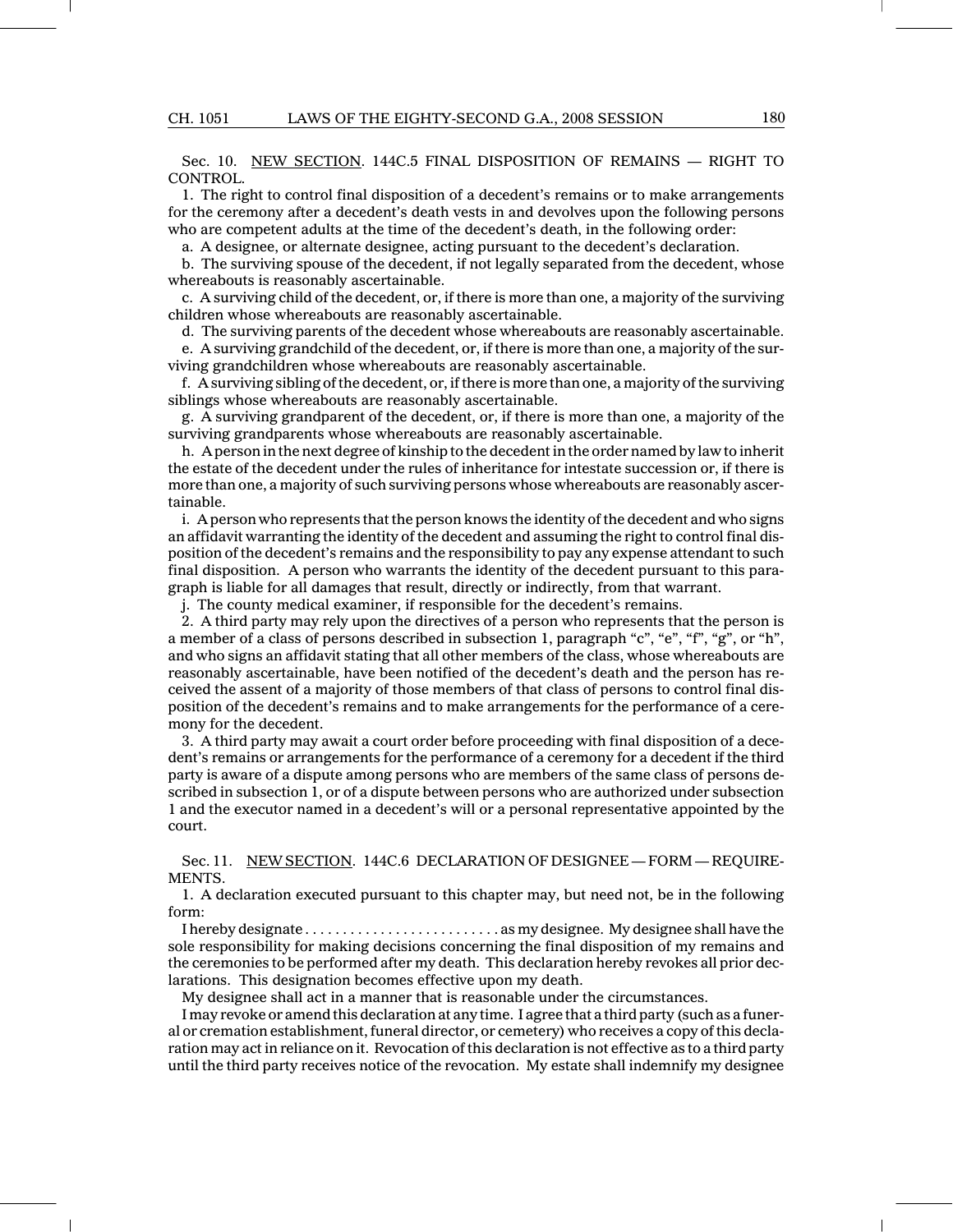Sec. 10. NEW SECTION. 144C.5 FINAL DISPOSITION OF REMAINS — RIGHT TO CONTROL.

1. The right to control final disposition of a decedent's remains or to make arrangements for the ceremony after a decedent's death vests in and devolves upon the following persons who are competent adults at the time of the decedent's death, in the following order:

a. A designee, or alternate designee, acting pursuant to the decedent's declaration.

b. The surviving spouse of the decedent, if not legally separated from the decedent, whose whereabouts is reasonably ascertainable.

c. A surviving child of the decedent, or, if there is more than one, a majority of the surviving children whose whereabouts are reasonably ascertainable.

d. The surviving parents of the decedent whose whereabouts are reasonably ascertainable.

e. A surviving grandchild of the decedent, or, if there is more than one, a majority of the surviving grandchildren whose whereabouts are reasonably ascertainable.

f. A surviving sibling of the decedent, or, if there is more than one, a majority of the surviving siblings whose whereabouts are reasonably ascertainable.

g. A surviving grandparent of the decedent, or, if there is more than one, a majority of the surviving grandparents whose whereabouts are reasonably ascertainable.

h. A person in the next degree of kinship to the decedent in the order named by law to inherit the estate of the decedent under the rules of inheritance for intestate succession or, if there is more than one, a majority of such surviving persons whose whereabouts are reasonably ascertainable.

i. A person who represents that the person knows the identity of the decedent and who signs an affidavit warranting the identity of the decedent and assuming the right to control final disposition of the decedent's remains and the responsibility to pay any expense attendant to such final disposition. A person who warrants the identity of the decedent pursuant to this paragraph is liable for all damages that result, directly or indirectly, from that warrant.

j. The county medical examiner, if responsible for the decedent's remains.

2. A third party may rely upon the directives of a person who represents that the person is a member of a class of persons described in subsection 1, paragraph "c", "e", "f", "g", or "h", and who signs an affidavit stating that all other members of the class, whose whereabouts are reasonably ascertainable, have been notified of the decedent's death and the person has received the assent of a majority of those members of that class of persons to control final disposition of the decedent's remains and to make arrangements for the performance of a ceremony for the decedent.

3. A third party may await a court order before proceeding with final disposition of a decedent's remains or arrangements for the performance of a ceremony for a decedent if the third party is aware of a dispute among persons who are members of the same class of persons described in subsection 1, or of a dispute between persons who are authorized under subsection 1 and the executor named in a decedent's will or a personal representative appointed by the court.

Sec. 11. NEW SECTION. 144C.6 DECLARATION OF DESIGNEE — FORM — REQUIREMENTS.

1. A declaration executed pursuant to this chapter may, but need not, be in the following form:

I hereby designate .......................... as my designee. My designee shall have the sole responsibility for making decisions concerning the final disposition of my remains and the ceremonies to be performed after my death. This declaration hereby revokes all prior declarations. This designation becomes effective upon my death.

My designee shall act in a manner that is reasonable under the circumstances.

I may revoke or amend this declaration at any time. I agree that a third party (such as a funeral or cremation establishment, funeral director, or cemetery) who receives a copy of this declaration may act in reliance on it. Revocation of this declaration is not effective as to a third party until the third party receives notice of the revocation. My estate shall indemnify my designee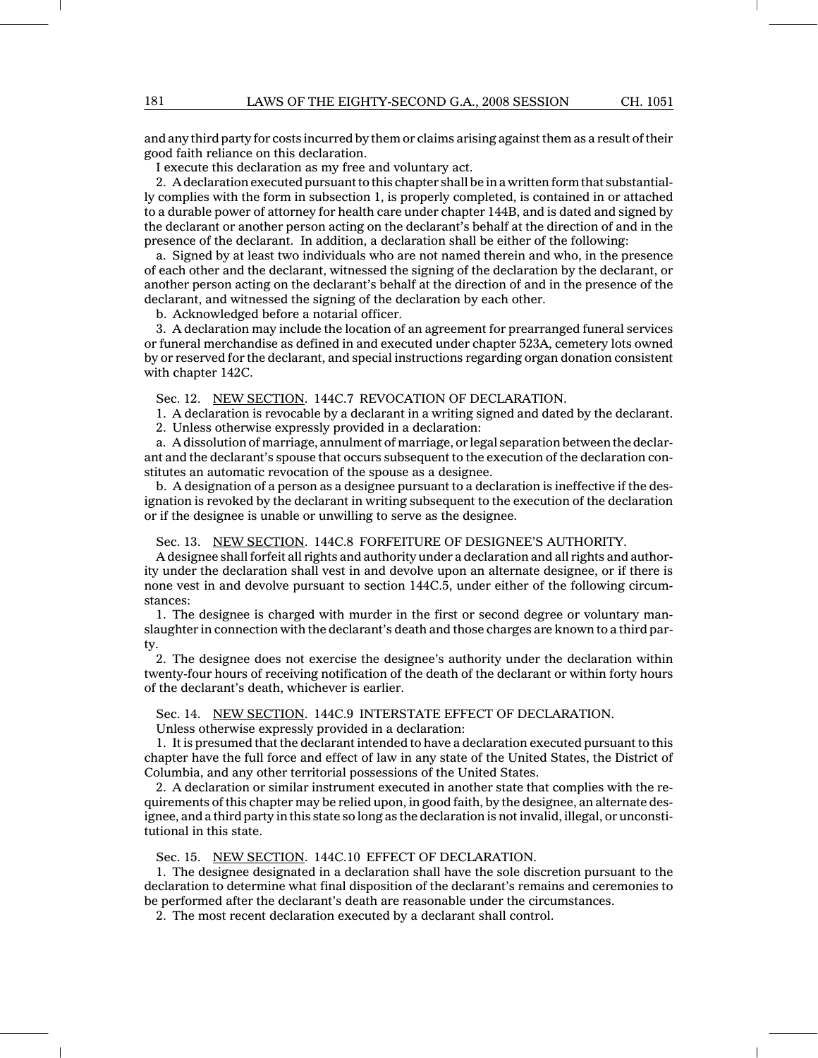and any third party for costs incurred by them or claims arising against them as a result of their good faith reliance on this declaration.

I execute this declaration as my free and voluntary act.

2. A declaration executed pursuant to this chapter shall be in a written form that substantially complies with the form in subsection 1, is properly completed, is contained in or attached to a durable power of attorney for health care under chapter 144B, and is dated and signed by the declarant or another person acting on the declarant's behalf at the direction of and in the presence of the declarant. In addition, a declaration shall be either of the following:

a. Signed by at least two individuals who are not named therein and who, in the presence of each other and the declarant, witnessed the signing of the declaration by the declarant, or another person acting on the declarant's behalf at the direction of and in the presence of the declarant, and witnessed the signing of the declaration by each other.

b. Acknowledged before a notarial officer.

3. A declaration may include the location of an agreement for prearranged funeral services or funeral merchandise as defined in and executed under chapter 523A, cemetery lots owned by or reserved for the declarant, and special instructions regarding organ donation consistent with chapter 142C.

Sec. 12. NEW SECTION. 144C.7 REVOCATION OF DECLARATION.

1. A declaration is revocable by a declarant in a writing signed and dated by the declarant.

2. Unless otherwise expressly provided in a declaration:

a. A dissolution of marriage, annulment of marriage, or legal separation between the declarant and the declarant's spouse that occurs subsequent to the execution of the declaration constitutes an automatic revocation of the spouse as a designee.

b. A designation of a person as a designee pursuant to a declaration is ineffective if the designation is revoked by the declarant in writing subsequent to the execution of the declaration or if the designee is unable or unwilling to serve as the designee.

Sec. 13. NEW SECTION. 144C.8 FORFEITURE OF DESIGNEE'S AUTHORITY.

A designee shall forfeit all rights and authority under a declaration and all rights and authority under the declaration shall vest in and devolve upon an alternate designee, or if there is none vest in and devolve pursuant to section 144C.5, under either of the following circumstances:

1. The designee is charged with murder in the first or second degree or voluntary manslaughter in connection with the declarant's death and those charges are known to a third party.

2. The designee does not exercise the designee's authority under the declaration within twenty-four hours of receiving notification of the death of the declarant or within forty hours of the declarant's death, whichever is earlier.

Sec. 14. NEW SECTION. 144C.9 INTERSTATE EFFECT OF DECLARATION.

Unless otherwise expressly provided in a declaration:

1. It is presumed that the declarant intended to have a declaration executed pursuant to this chapter have the full force and effect of law in any state of the United States, the District of Columbia, and any other territorial possessions of the United States.

2. A declaration or similar instrument executed in another state that complies with the requirements of this chapter may be relied upon, in good faith, by the designee, an alternate designee, and a third party in this state so long as the declaration is not invalid, illegal, or unconstitutional in this state.

Sec. 15. NEW SECTION. 144C.10 EFFECT OF DECLARATION.

1. The designee designated in a declaration shall have the sole discretion pursuant to the declaration to determine what final disposition of the declarant's remains and ceremonies to be performed after the declarant's death are reasonable under the circumstances.

2. The most recent declaration executed by a declarant shall control.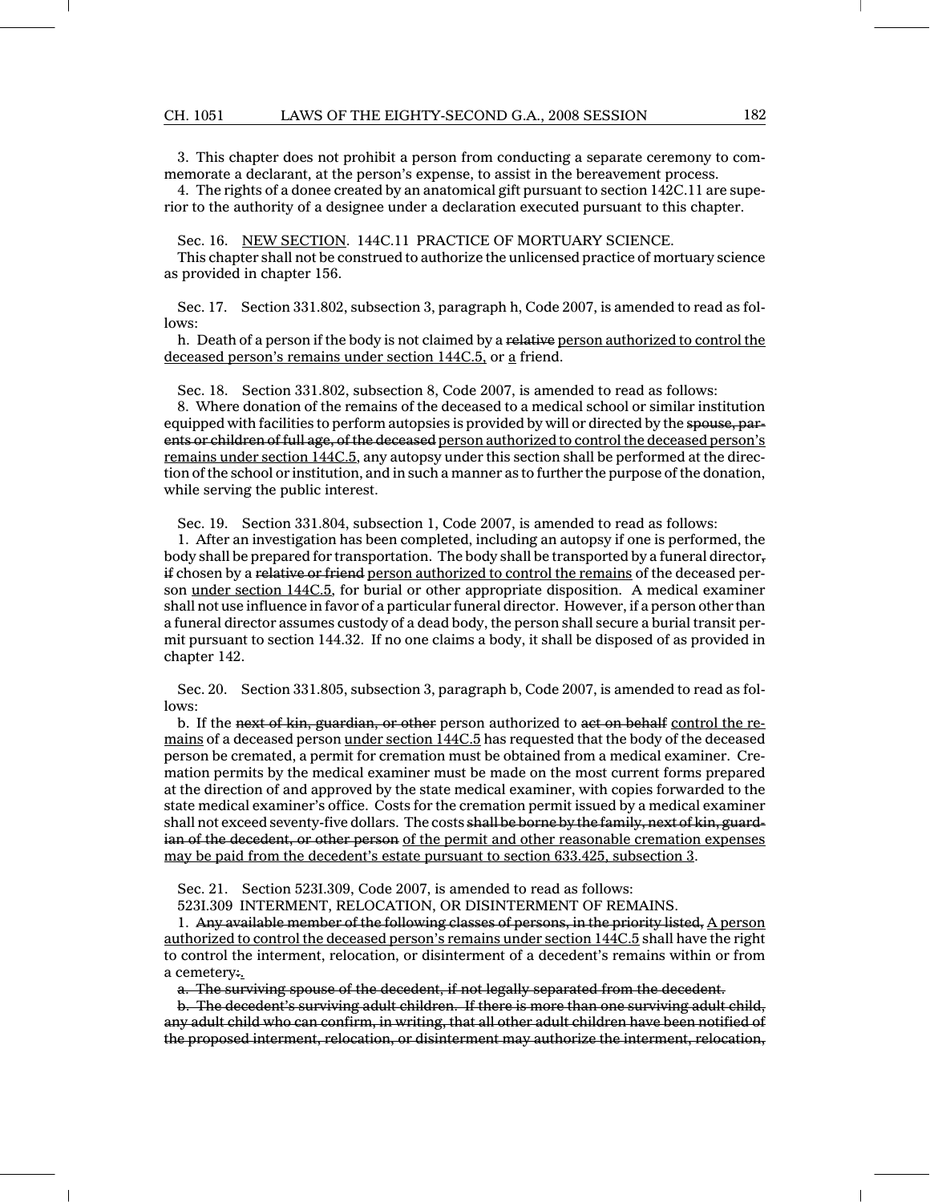3. This chapter does not prohibit a person from conducting a separate ceremony to commemorate a declarant, at the person's expense, to assist in the bereavement process.

4. The rights of a donee created by an anatomical gift pursuant to section 142C.11 are superior to the authority of a designee under a declaration executed pursuant to this chapter.

Sec. 16. NEW SECTION. 144C.11 PRACTICE OF MORTUARY SCIENCE.

This chapter shall not be construed to authorize the unlicensed practice of mortuary science as provided in chapter 156.

Sec. 17. Section 331.802, subsection 3, paragraph h, Code 2007, is amended to read as follows:

h. Death of a person if the body is not claimed by a ~~relative~~ person authorized to control the deceased person's remains under section 144C.5, or a friend.

Sec. 18. Section 331.802, subsection 8, Code 2007, is amended to read as follows:

8. Where donation of the remains of the deceased to a medical school or similar institution equipped with facilities to perform autopsies is provided by will or directed by the ~~spouse, parents or children of full age, of the deceased~~ person authorized to control the deceased person's remains under section 144C.5, any autopsy under this section shall be performed at the direction of the school or institution, and in such a manner as to further the purpose of the donation, while serving the public interest.

Sec. 19. Section 331.804, subsection 1, Code 2007, is amended to read as follows:

1. After an investigation has been completed, including an autopsy if one is performed, the body shall be prepared for transportation. The body shall be transported by a funeral director~~, if~~ chosen by a ~~relative or friend~~ person authorized to control the remains of the deceased person under section 144C.5, for burial or other appropriate disposition. A medical examiner shall not use influence in favor of a particular funeral director. However, if a person other than a funeral director assumes custody of a dead body, the person shall secure a burial transit permit pursuant to section 144.32. If no one claims a body, it shall be disposed of as provided in chapter 142.

Sec. 20. Section 331.805, subsection 3, paragraph b, Code 2007, is amended to read as follows:

b. If the ~~next of kin, guardian, or other~~ person authorized to ~~act on behalf~~ control the remains of a deceased person under section 144C.5 has requested that the body of the deceased person be cremated, a permit for cremation must be obtained from a medical examiner. Cremation permits by the medical examiner must be made on the most current forms prepared at the direction of and approved by the state medical examiner, with copies forwarded to the state medical examiner's office. Costs for the cremation permit issued by a medical examiner shall not exceed seventy-five dollars. The costs ~~shall be borne by the family, next of kin, guardian of the decedent, or other person~~ of the permit and other reasonable cremation expenses may be paid from the decedent's estate pursuant to section 633.425, subsection 3.

Sec. 21. Section 523I.309, Code 2007, is amended to read as follows:

523I.309 INTERMENT, RELOCATION, OR DISINTERMENT OF REMAINS.

1. ~~Any available member of the following classes of persons, in the priority listed,~~ A person authorized to control the deceased person's remains under section 144C.5 shall have the right to control the interment, relocation, or disinterment of a decedent's remains within or from a cemetery~~:~~.

~~a. The surviving spouse of the decedent, if not legally separated from the decedent.~~

~~b. The decedent's surviving adult children. If there is more than one surviving adult child, any adult child who can confirm, in writing, that all other adult children have been notified of the proposed interment, relocation, or disinterment may authorize the interment, relocation,~~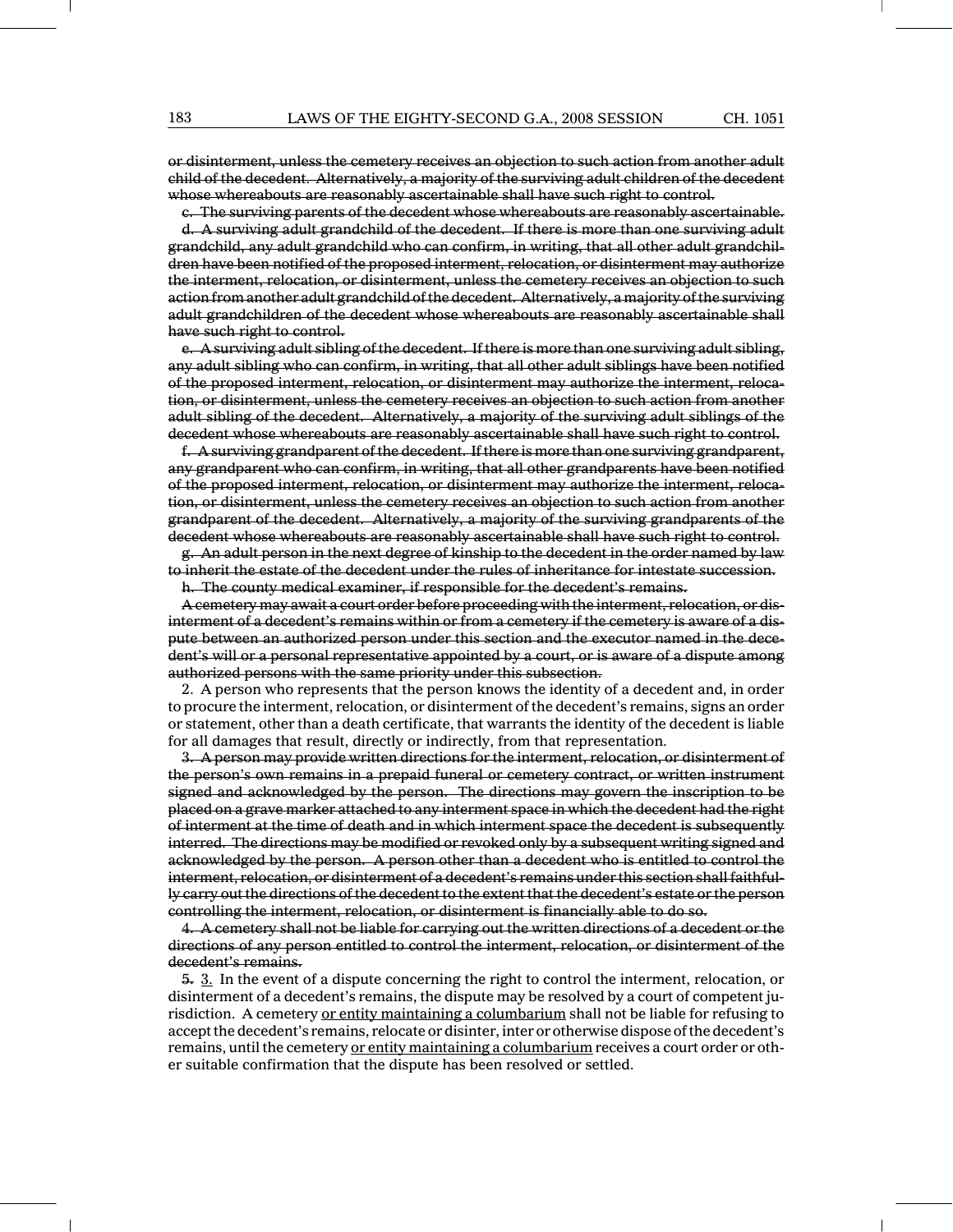~~or disinterment, unless the cemetery receives an objection to such action from another adult child of the decedent. Alternatively, a majority of the surviving adult children of the decedent whose whereabouts are reasonably ascertainable shall have such right to control.~~

~~c. The surviving parents of the decedent whose whereabouts are reasonably ascertainable.~~

~~d. A surviving adult grandchild of the decedent. If there is more than one surviving adult grandchild, any adult grandchild who can confirm, in writing, that all other adult grandchildren have been notified of the proposed interment, relocation, or disinterment may authorize the interment, relocation, or disinterment, unless the cemetery receives an objection to such action from another adult grandchild of the decedent. Alternatively, a majority of the surviving adult grandchildren of the decedent whose whereabouts are reasonably ascertainable shall have such right to control.~~

~~e. A surviving adult sibling of the decedent. If there is more than one surviving adult sibling, any adult sibling who can confirm, in writing, that all other adult siblings have been notified of the proposed interment, relocation, or disinterment may authorize the interment, relocation, or disinterment, unless the cemetery receives an objection to such action from another adult sibling of the decedent. Alternatively, a majority of the surviving adult siblings of the decedent whose whereabouts are reasonably ascertainable shall have such right to control.~~

~~f. A surviving grandparent of the decedent. If there is more than one surviving grandparent, any grandparent who can confirm, in writing, that all other grandparents have been notified of the proposed interment, relocation, or disinterment may authorize the interment, relocation, or disinterment, unless the cemetery receives an objection to such action from another grandparent of the decedent. Alternatively, a majority of the surviving grandparents of the decedent whose whereabouts are reasonably ascertainable shall have such right to control.~~

~~g. An adult person in the next degree of kinship to the decedent in the order named by law to inherit the estate of the decedent under the rules of inheritance for intestate succession.~~

~~h. The county medical examiner, if responsible for the decedent's remains.~~

~~A cemetery may await a court order before proceeding with the interment, relocation, or disinterment of a decedent's remains within or from a cemetery if the cemetery is aware of a dispute between an authorized person under this section and the executor named in the decedent's will or a personal representative appointed by a court, or is aware of a dispute among authorized persons with the same priority under this subsection.~~

2. A person who represents that the person knows the identity of a decedent and, in order to procure the interment, relocation, or disinterment of the decedent's remains, signs an order or statement, other than a death certificate, that warrants the identity of the decedent is liable for all damages that result, directly or indirectly, from that representation.

~~3. A person may provide written directions for the interment, relocation, or disinterment of the person's own remains in a prepaid funeral or cemetery contract, or written instrument signed and acknowledged by the person. The directions may govern the inscription to be placed on a grave marker attached to any interment space in which the decedent had the right of interment at the time of death and in which interment space the decedent is subsequently interred. The directions may be modified or revoked only by a subsequent writing signed and acknowledged by the person. A person other than a decedent who is entitled to control the interment, relocation, or disinterment of a decedent's remains under this section shall faithfully carry out the directions of the decedent to the extent that the decedent's estate or the person controlling the interment, relocation, or disinterment is financially able to do so.~~

~~4. A cemetery shall not be liable for carrying out the written directions of a decedent or the directions of any person entitled to control the interment, relocation, or disinterment of the decedent's remains.~~

~~5.~~ <u>3.</u> In the event of a dispute concerning the right to control the interment, relocation, or disinterment of a decedent's remains, the dispute may be resolved by a court of competent jurisdiction. A cemetery <u>or entity maintaining a columbarium</u> shall not be liable for refusing to accept the decedent's remains, relocate or disinter, inter or otherwise dispose of the decedent's remains, until the cemetery <u>or entity maintaining a columbarium</u> receives a court order or other suitable confirmation that the dispute has been resolved or settled.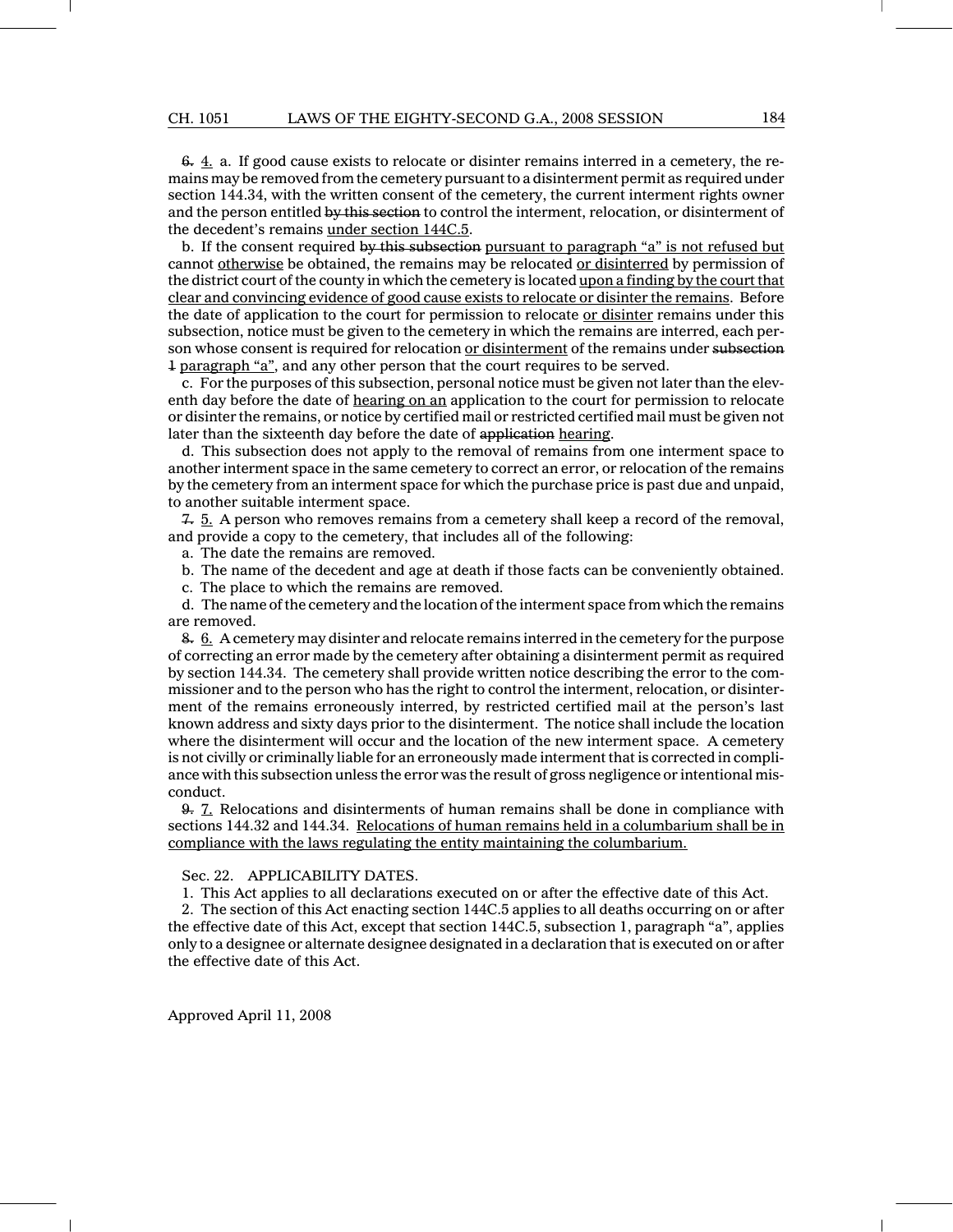~~6.~~ 4. a. If good cause exists to relocate or disinter remains interred in a cemetery, the remains may be removed from the cemetery pursuant to a disinterment permit as required under section 144.34, with the written consent of the cemetery, the current interment rights owner and the person entitled ~~by this section~~ to control the interment, relocation, or disinterment of the decedent's remains under section 144C.5.

b. If the consent required ~~by this subsection~~ pursuant to paragraph "a" is not refused but cannot otherwise be obtained, the remains may be relocated or disinterred by permission of the district court of the county in which the cemetery is located upon a finding by the court that clear and convincing evidence of good cause exists to relocate or disinter the remains. Before the date of application to the court for permission to relocate or disinter remains under this subsection, notice must be given to the cemetery in which the remains are interred, each person whose consent is required for relocation or disinterment of the remains under ~~subsection 1~~ paragraph "a", and any other person that the court requires to be served.

c. For the purposes of this subsection, personal notice must be given not later than the eleventh day before the date of hearing on an application to the court for permission to relocate or disinter the remains, or notice by certified mail or restricted certified mail must be given not later than the sixteenth day before the date of ~~application~~ hearing.

d. This subsection does not apply to the removal of remains from one interment space to another interment space in the same cemetery to correct an error, or relocation of the remains by the cemetery from an interment space for which the purchase price is past due and unpaid, to another suitable interment space.

~~7.~~ 5. A person who removes remains from a cemetery shall keep a record of the removal, and provide a copy to the cemetery, that includes all of the following:

a. The date the remains are removed.

b. The name of the decedent and age at death if those facts can be conveniently obtained.

c. The place to which the remains are removed.

d. The name of the cemetery and the location of the interment space from which the remains are removed.

~~8.~~ 6. A cemetery may disinter and relocate remains interred in the cemetery for the purpose of correcting an error made by the cemetery after obtaining a disinterment permit as required by section 144.34. The cemetery shall provide written notice describing the error to the commissioner and to the person who has the right to control the interment, relocation, or disinterment of the remains erroneously interred, by restricted certified mail at the person's last known address and sixty days prior to the disinterment. The notice shall include the location where the disinterment will occur and the location of the new interment space. A cemetery is not civilly or criminally liable for an erroneously made interment that is corrected in compliance with this subsection unless the error was the result of gross negligence or intentional misconduct.

~~9.~~ 7. Relocations and disinterments of human remains shall be done in compliance with sections 144.32 and 144.34. Relocations of human remains held in a columbarium shall be in compliance with the laws regulating the entity maintaining the columbarium.

Sec. 22. APPLICABILITY DATES.

1. This Act applies to all declarations executed on or after the effective date of this Act.

2. The section of this Act enacting section 144C.5 applies to all deaths occurring on or after the effective date of this Act, except that section 144C.5, subsection 1, paragraph "a", applies only to a designee or alternate designee designated in a declaration that is executed on or after the effective date of this Act.

Approved April 11, 2008